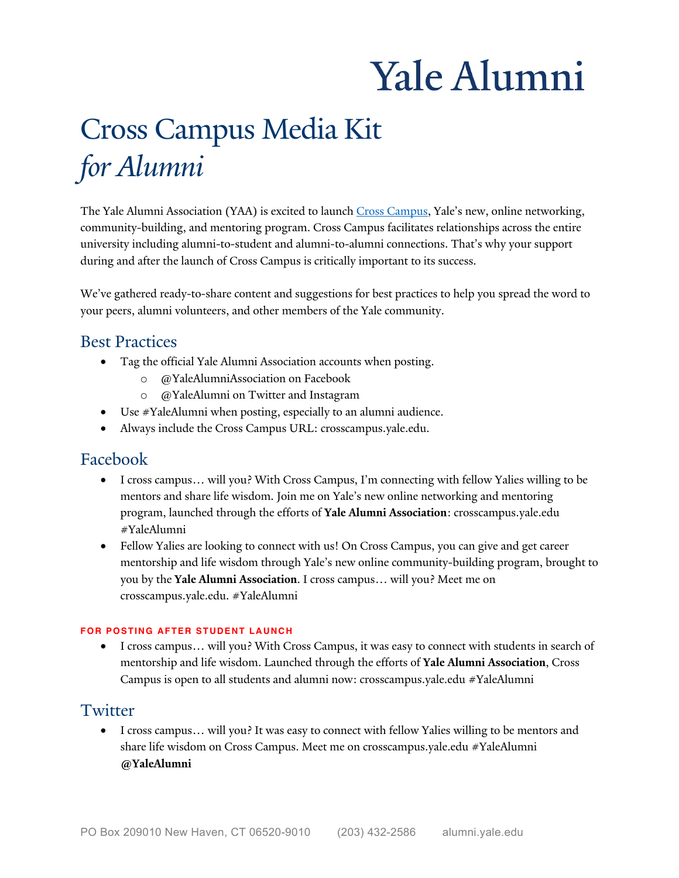# Yale Alumni

# Cross Campus Media Kit *for Alumni*

The Yale Alumni Association (YAA) is excited to launch [Cross Campus](crosscampus.yale.edu), Yale's new, online networking, community-building, and mentoring program. Cross Campus facilitates relationships across the entire university including alumni-to-student and alumni-to-alumni connections. That's why your support during and after the launch of Cross Campus is critically important to its success.

We've gathered ready-to-share content and suggestions for best practices to help you spread the word to your peers, alumni volunteers, and other members of the Yale community.

## Best Practices

- Tag the official Yale Alumni Association accounts when posting.
  - @YaleAlumniAssociation on Facebook
  - @YaleAlumni on Twitter and Instagram
- Use #YaleAlumni when posting, especially to an alumni audience.
- Always include the Cross Campus URL: crosscampus.yale.edu.

## Facebook

- I cross campus… will you? With Cross Campus, I'm connecting with fellow Yalies willing to be mentors and share life wisdom. Join me on Yale's new online networking and mentoring program, launched through the efforts of **Yale Alumni Association**: crosscampus.yale.edu #YaleAlumni
- Fellow Yalies are looking to connect with us! On Cross Campus, you can give and get career mentorship and life wisdom through Yale's new online community-building program, brought to you by the **Yale Alumni Association**. I cross campus… will you? Meet me on crosscampus.yale.edu. #YaleAlumni

#### FOR POSTING AFTER STUDENT LAUNCH

- I cross campus… will you? With Cross Campus, it was easy to connect with students in search of mentorship and life wisdom. Launched through the efforts of **Yale Alumni Association**, Cross Campus is open to all students and alumni now: crosscampus.yale.edu #YaleAlumni

## Twitter

- I cross campus… will you? It was easy to connect with fellow Yalies willing to be mentors and share life wisdom on Cross Campus. Meet me on crosscampus.yale.edu #YaleAlumni **@YaleAlumni**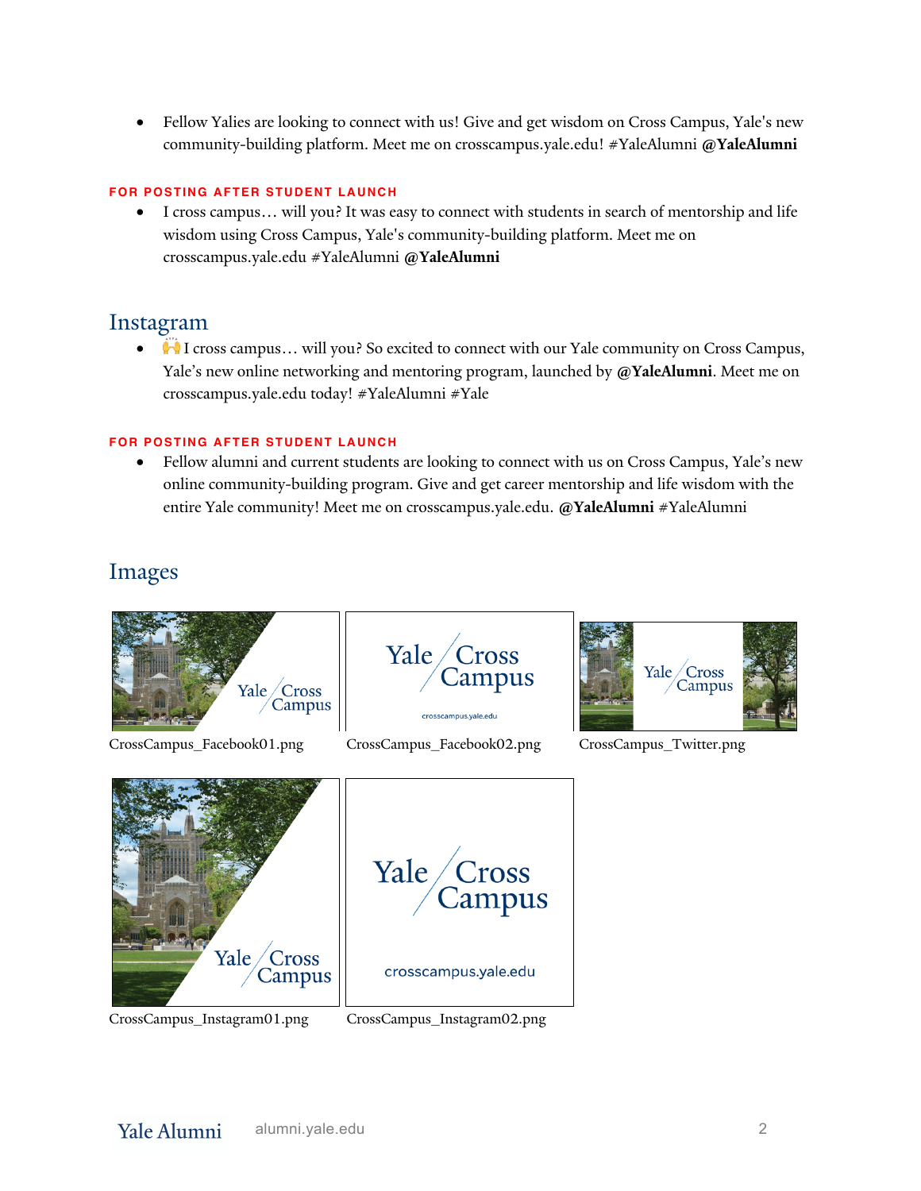- Fellow Yalies are looking to connect with us! Give and get wisdom on Cross Campus, Yale's new community-building platform. Meet me on crosscampus.yale.edu! #YaleAlumni **@YaleAlumni**

**FOR POSTING AFTER STUDENT LAUNCH**

- I cross campus… will you? It was easy to connect with students in search of mentorship and life wisdom using Cross Campus, Yale's community-building platform. Meet me on crosscampus.yale.edu #YaleAlumni **@YaleAlumni**

## Instagram

- 🙌 I cross campus… will you? So excited to connect with our Yale community on Cross Campus, Yale's new online networking and mentoring program, launched by **@YaleAlumni**. Meet me on crosscampus.yale.edu today! #YaleAlumni #Yale

**FOR POSTING AFTER STUDENT LAUNCH**

- Fellow alumni and current students are looking to connect with us on Cross Campus, Yale's new online community-building program. Give and get career mentorship and life wisdom with the entire Yale community! Meet me on crosscampus.yale.edu. **@YaleAlumni** #YaleAlumni

## Images

Yale Cross Campus

CrossCampus_Facebook01.png

Yale Cross Campus

crosscampus.yale.edu

CrossCampus_Facebook02.png

Yale Cross Campus

CrossCampus_Twitter.png

Yale Cross Campus

CrossCampus_Instagram01.png

Yale Cross Campus

crosscampus.yale.edu

CrossCampus_Instagram02.png